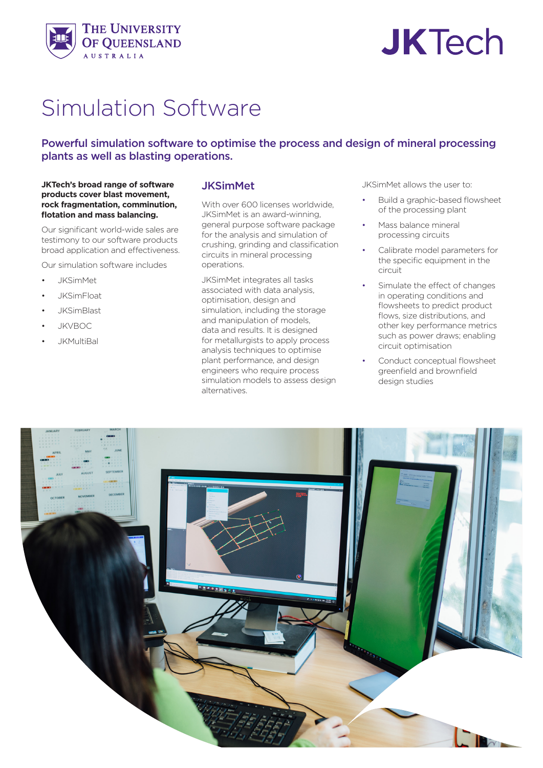# Simulation Software

## Powerful simulation software to optimise the process and design of mineral processing plants as well as blasting operations.

**JKTech's broad range of software products cover blast movement, rock fragmentation, comminution, flotation and mass balancing.**

Our significant world-wide sales are testimony to our software products broad application and effectiveness.

Our simulation software includes

- JKSimMet
- JKSimFloat
- JKSimBlast
- JKVBOC
- JKMultiBal

## JKSimMet

With over 600 licenses worldwide, JKSimMet is an award-winning, general purpose software package for the analysis and simulation of crushing, grinding and classification circuits in mineral processing operations.

JKSimMet integrates all tasks associated with data analysis, optimisation, design and simulation, including the storage and manipulation of models, data and results. It is designed for metallurgists to apply process analysis techniques to optimise plant performance, and design engineers who require process simulation models to assess design alternatives.

JKSimMet allows the user to:

- Build a graphic-based flowsheet of the processing plant
- Mass balance mineral processing circuits
- Calibrate model parameters for the specific equipment in the circuit
- Simulate the effect of changes in operating conditions and flowsheets to predict product flows, size distributions, and other key performance metrics such as power draws; enabling circuit optimisation
- Conduct conceptual flowsheet greenfield and brownfield design studies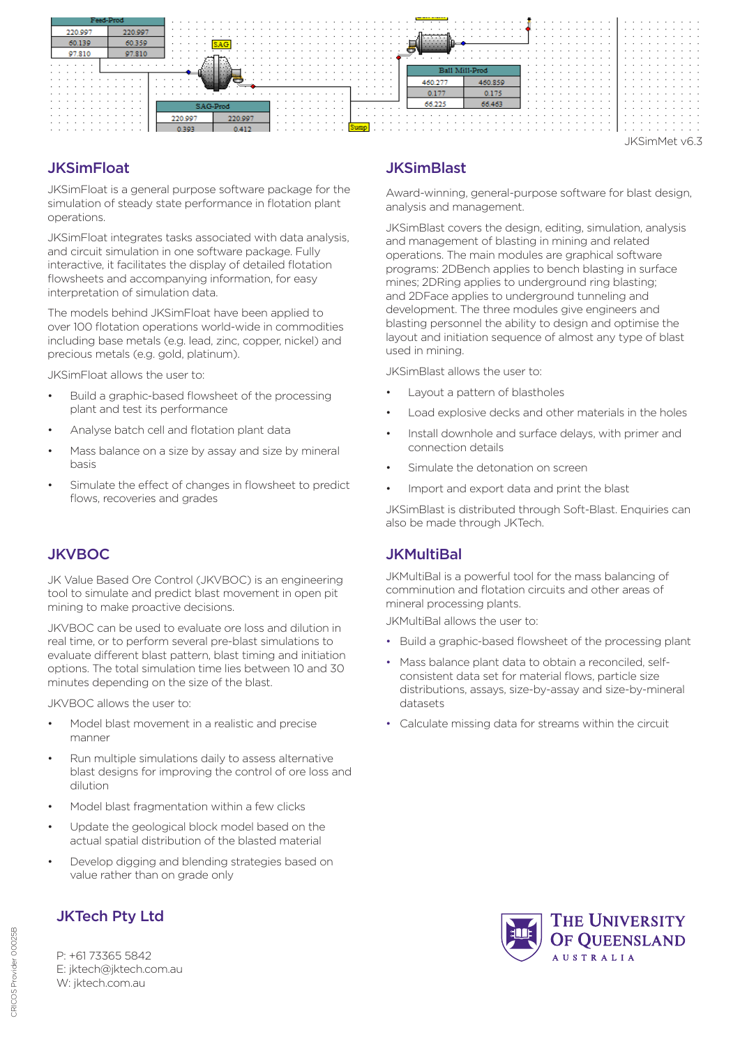JKSimMet v6.3

## JKSimFloat

JKSimFloat is a general purpose software package for the simulation of steady state performance in flotation plant operations.

JKSimFloat integrates tasks associated with data analysis, and circuit simulation in one software package. Fully interactive, it facilitates the display of detailed flotation flowsheets and accompanying information, for easy interpretation of simulation data.

The models behind JKSimFloat have been applied to over 100 flotation operations world-wide in commodities including base metals (e.g. lead, zinc, copper, nickel) and precious metals (e.g. gold, platinum).

JKSimFloat allows the user to:

- Build a graphic-based flowsheet of the processing plant and test its performance
- Analyse batch cell and flotation plant data
- Mass balance on a size by assay and size by mineral basis
- Simulate the effect of changes in flowsheet to predict flows, recoveries and grades

## JKVBOC

JK Value Based Ore Control (JKVBOC) is an engineering tool to simulate and predict blast movement in open pit mining to make proactive decisions.

JKVBOC can be used to evaluate ore loss and dilution in real time, or to perform several pre-blast simulations to evaluate different blast pattern, blast timing and initiation options. The total simulation time lies between 10 and 30 minutes depending on the size of the blast.

JKVBOC allows the user to:

- Model blast movement in a realistic and precise manner
- Run multiple simulations daily to assess alternative blast designs for improving the control of ore loss and dilution
- Model blast fragmentation within a few clicks
- Update the geological block model based on the actual spatial distribution of the blasted material
- Develop digging and blending strategies based on value rather than on grade only

## JKSimBlast

Award-winning, general-purpose software for blast design, analysis and management.

JKSimBlast covers the design, editing, simulation, analysis and management of blasting in mining and related operations. The main modules are graphical software programs: 2DBench applies to bench blasting in surface mines; 2DRing applies to underground ring blasting; and 2DFace applies to underground tunneling and development. The three modules give engineers and blasting personnel the ability to design and optimise the layout and initiation sequence of almost any type of blast used in mining.

JKSimBlast allows the user to:

- Layout a pattern of blastholes
- Load explosive decks and other materials in the holes
- Install downhole and surface delays, with primer and connection details
- Simulate the detonation on screen
- Import and export data and print the blast

JKSimBlast is distributed through Soft-Blast. Enquiries can also be made through JKTech.

## JKMultiBal

JKMultiBal is a powerful tool for the mass balancing of comminution and flotation circuits and other areas of mineral processing plants.

JKMultiBal allows the user to:

- Build a graphic-based flowsheet of the processing plant
- Mass balance plant data to obtain a reconciled, self-consistent data set for material flows, particle size distributions, assays, size-by-assay and size-by-mineral datasets
- Calculate missing data for streams within the circuit

## JKTech Pty Ltd

P: +61 73365 5842
E: jktech@jktech.com.au
W: jktech.com.au

THE UNIVERSITY OF QUEENSLAND
AUSTRALIA

CRICOS Provider 00025B